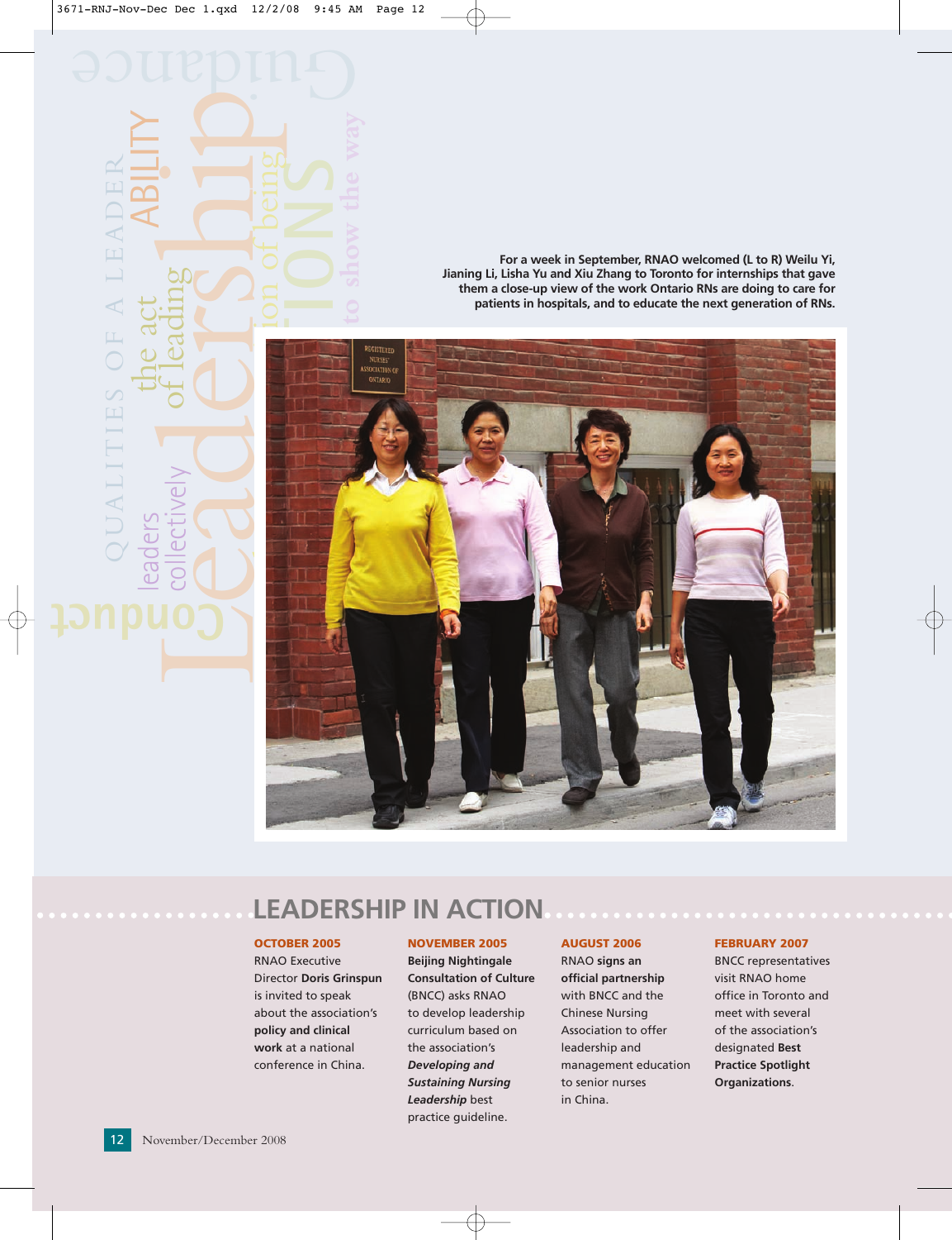For a week in September, RNAO welcomed (L to R) Weilu Yi, Jianing Li, Lisha Yu and Xiu Zhang to Toronto for internships that gave them a close-up view of the work Ontario RNs are doing to care for patients in hospitals, and to educate the next generation of RNs.

## LEADERSHIP IN ACTION

**OCTOBER 2005**
RNAO Executive Director **Doris Grinspun** is invited to speak about the association's **policy and clinical work** at a national conference in China.

**NOVEMBER 2005**
**Beijing Nightingale Consultation of Culture** (BNCC) asks RNAO to develop leadership curriculum based on the association's ***Developing and Sustaining Nursing Leadership*** best practice guideline.

**AUGUST 2006**
RNAO **signs an official partnership** with BNCC and the Chinese Nursing Association to offer leadership and management education to senior nurses in China.

**FEBRUARY 2007**
BNCC representatives visit RNAO home office in Toronto and meet with several of the association's designated **Best Practice Spotlight Organizations**.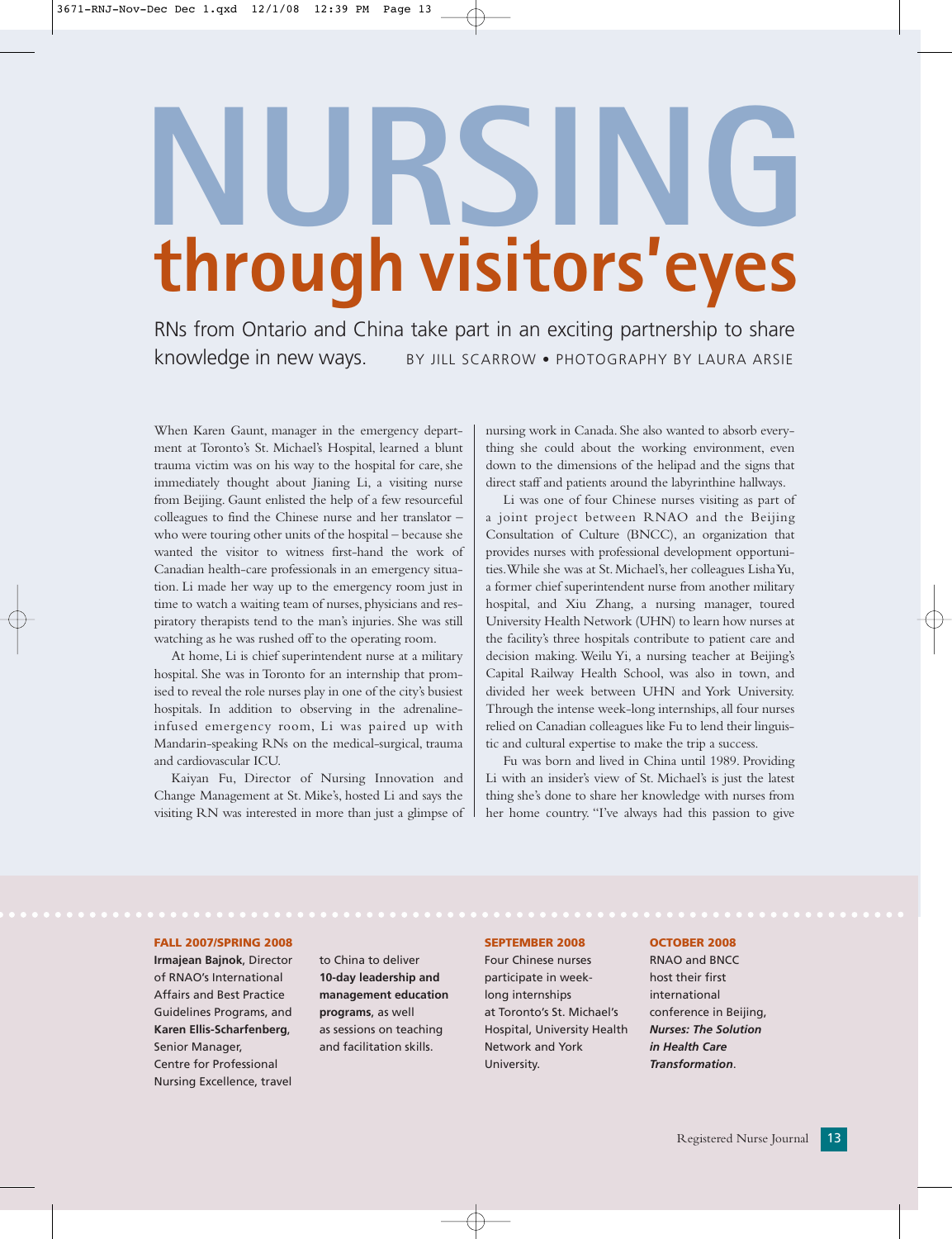# NURSING through visitors' eyes

RNs from Ontario and China take part in an exciting partnership to share knowledge in new ways. BY JILL SCARROW • PHOTOGRAPHY BY LAURA ARSIE

When Karen Gaunt, manager in the emergency department at Toronto's St. Michael's Hospital, learned a blunt trauma victim was on his way to the hospital for care, she immediately thought about Jianing Li, a visiting nurse from Beijing. Gaunt enlisted the help of a few resourceful colleagues to find the Chinese nurse and her translator – who were touring other units of the hospital – because she wanted the visitor to witness first-hand the work of Canadian health-care professionals in an emergency situation. Li made her way up to the emergency room just in time to watch a waiting team of nurses, physicians and respiratory therapists tend to the man's injuries. She was still watching as he was rushed off to the operating room.

At home, Li is chief superintendent nurse at a military hospital. She was in Toronto for an internship that promised to reveal the role nurses play in one of the city's busiest hospitals. In addition to observing in the adrenaline-infused emergency room, Li was paired up with Mandarin-speaking RNs on the medical-surgical, trauma and cardiovascular ICU.

Kaiyan Fu, Director of Nursing Innovation and Change Management at St. Mike's, hosted Li and says the visiting RN was interested in more than just a glimpse of nursing work in Canada. She also wanted to absorb everything she could about the working environment, even down to the dimensions of the helipad and the signs that direct staff and patients around the labyrinthine hallways.

Li was one of four Chinese nurses visiting as part of a joint project between RNAO and the Beijing Consultation of Culture (BNCC), an organization that provides nurses with professional development opportunities. While she was at St. Michael's, her colleagues Lisha Yu, a former chief superintendent nurse from another military hospital, and Xiu Zhang, a nursing manager, toured University Health Network (UHN) to learn how nurses at the facility's three hospitals contribute to patient care and decision making. Weilu Yi, a nursing teacher at Beijing's Capital Railway Health School, was also in town, and divided her week between UHN and York University. Through the intense week-long internships, all four nurses relied on Canadian colleagues like Fu to lend their linguistic and cultural expertise to make the trip a success.

Fu was born and lived in China until 1989. Providing Li with an insider's view of St. Michael's is just the latest thing she's done to share her knowledge with nurses from her home country. "I've always had this passion to give

**FALL 2007/SPRING 2008**
**Irmajean Bajnok**, Director of RNAO's International Affairs and Best Practice Guidelines Programs, and **Karen Ellis-Scharfenberg**, Senior Manager, Centre for Professional Nursing Excellence, travel to China to deliver **10-day leadership and management education programs**, as well as sessions on teaching and facilitation skills.

**SEPTEMBER 2008**
Four Chinese nurses participate in week-long internships at Toronto's St. Michael's Hospital, University Health Network and York University.

**OCTOBER 2008**
RNAO and BNCC host their first international conference in Beijing, ***Nurses: The Solution in Health Care Transformation***.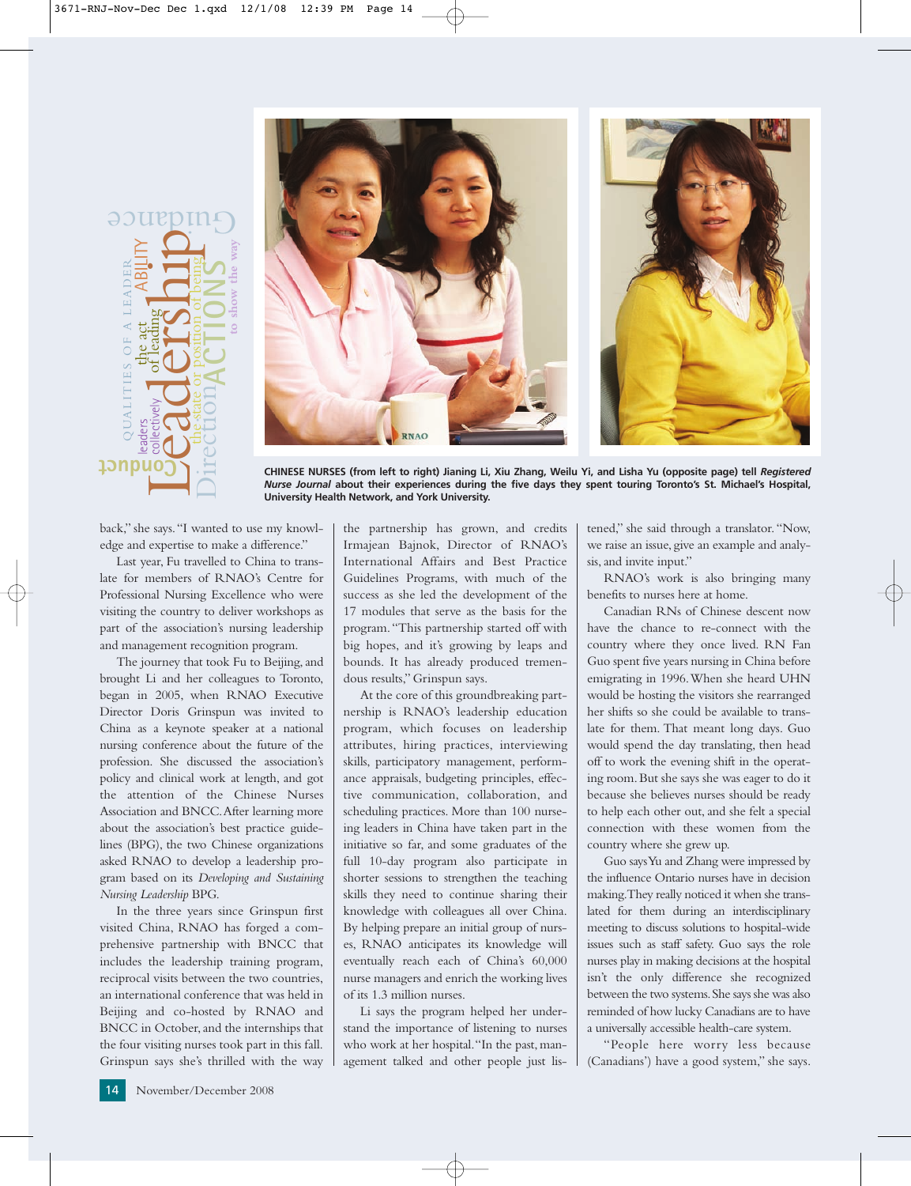**CHINESE NURSES (from left to right) Jianing Li, Xiu Zhang, Weilu Yi, and Lisha Yu (opposite page) tell *Registered Nurse Journal* about their experiences during the five days they spent touring Toronto's St. Michael's Hospital, University Health Network, and York University.**

back," she says. "I wanted to use my knowledge and expertise to make a difference."

Last year, Fu travelled to China to translate for members of RNAO's Centre for Professional Nursing Excellence who were visiting the country to deliver workshops as part of the association's nursing leadership and management recognition program.

The journey that took Fu to Beijing, and brought Li and her colleagues to Toronto, began in 2005, when RNAO Executive Director Doris Grinspun was invited to China as a keynote speaker at a national nursing conference about the future of the profession. She discussed the association's policy and clinical work at length, and got the attention of the Chinese Nurses Association and BNCC. After learning more about the association's best practice guidelines (BPG), the two Chinese organizations asked RNAO to develop a leadership program based on its *Developing and Sustaining Nursing Leadership* BPG.

In the three years since Grinspun first visited China, RNAO has forged a comprehensive partnership with BNCC that includes the leadership training program, reciprocal visits between the two countries, an international conference that was held in Beijing and co-hosted by RNAO and BNCC in October, and the internships that the four visiting nurses took part in this fall. Grinspun says she's thrilled with the way the partnership has grown, and credits Irmajean Bajnok, Director of RNAO's International Affairs and Best Practice Guidelines Programs, with much of the success as she led the development of the 17 modules that serve as the basis for the program. "This partnership started off with big hopes, and it's growing by leaps and bounds. It has already produced tremendous results," Grinspun says.

At the core of this groundbreaking partnership is RNAO's leadership education program, which focuses on leadership attributes, hiring practices, interviewing skills, participatory management, performance appraisals, budgeting principles, effective communication, collaboration, and scheduling practices. More than 100 nursing leaders in China have taken part in the initiative so far, and some graduates of the full 10-day program also participate in shorter sessions to strengthen the teaching skills they need to continue sharing their knowledge with colleagues all over China. By helping prepare an initial group of nurses, RNAO anticipates its knowledge will eventually reach each of China's 60,000 nurse managers and enrich the working lives of its 1.3 million nurses.

Li says the program helped her understand the importance of listening to nurses who work at her hospital. "In the past, management talked and other people just listened," she said through a translator. "Now, we raise an issue, give an example and analysis, and invite input."

RNAO's work is also bringing many benefits to nurses here at home.

Canadian RNs of Chinese descent now have the chance to re-connect with the country where they once lived. RN Fan Guo spent five years nursing in China before emigrating in 1996. When she heard UHN would be hosting the visitors she rearranged her shifts so she could be available to translate for them. That meant long days. Guo would spend the day translating, then head off to work the evening shift in the operating room. But she says she was eager to do it because she believes nurses should be ready to help each other out, and she felt a special connection with these women from the country where she grew up.

Guo says Yu and Zhang were impressed by the influence Ontario nurses have in decision making. They really noticed it when she translated for them during an interdisciplinary meeting to discuss solutions to hospital-wide issues such as staff safety. Guo says the role nurses play in making decisions at the hospital isn't the only difference she recognized between the two systems. She says she was also reminded of how lucky Canadians are to have a universally accessible health-care system.

"People here worry less because (Canadians') have a good system," she says.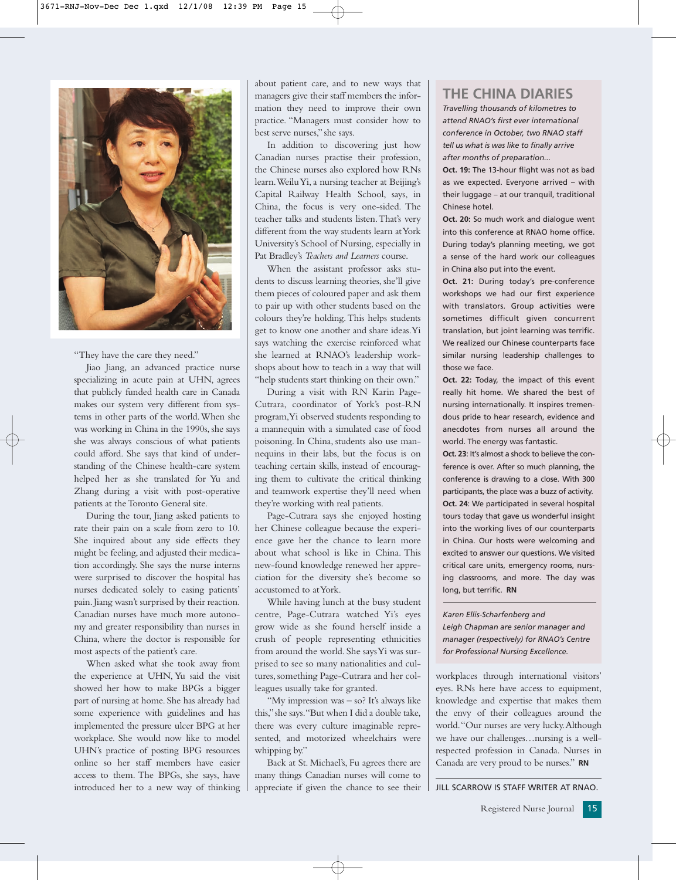"They have the care they need."

Jiao Jiang, an advanced practice nurse specializing in acute pain at UHN, agrees that publicly funded health care in Canada makes our system very different from systems in other parts of the world. When she was working in China in the 1990s, she says she was always conscious of what patients could afford. She says that kind of understanding of the Chinese health-care system helped her as she translated for Yu and Zhang during a visit with post-operative patients at the Toronto General site.

During the tour, Jiang asked patients to rate their pain on a scale from zero to 10. She inquired about any side effects they might be feeling, and adjusted their medication accordingly. She says the nurse interns were surprised to discover the hospital has nurses dedicated solely to easing patients' pain. Jiang wasn't surprised by their reaction. Canadian nurses have much more autonomy and greater responsibility than nurses in China, where the doctor is responsible for most aspects of the patient's care.

When asked what she took away from the experience at UHN, Yu said the visit showed her how to make BPGs a bigger part of nursing at home. She has already had some experience with guidelines and has implemented the pressure ulcer BPG at her workplace. She would now like to model UHN's practice of posting BPG resources online so her staff members have easier access to them. The BPGs, she says, have introduced her to a new way of thinking about patient care, and to new ways that managers give their staff members the information they need to improve their own practice. "Managers must consider how to best serve nurses," she says.

In addition to discovering just how Canadian nurses practise their profession, the Chinese nurses also explored how RNs learn. Weilu Yi, a nursing teacher at Beijing's Capital Railway Health School, says, in China, the focus is very one-sided. The teacher talks and students listen. That's very different from the way students learn at York University's School of Nursing, especially in Pat Bradley's *Teachers and Learners* course.

When the assistant professor asks students to discuss learning theories, she'll give them pieces of coloured paper and ask them to pair up with other students based on the colours they're holding. This helps students get to know one another and share ideas. Yi says watching the exercise reinforced what she learned at RNAO's leadership workshops about how to teach in a way that will "help students start thinking on their own."

During a visit with RN Karin Page-Cutrara, coordinator of York's post-RN program, Yi observed students responding to a mannequin with a simulated case of food poisoning. In China, students also use mannequins in their labs, but the focus is on teaching certain skills, instead of encouraging them to cultivate the critical thinking and teamwork expertise they'll need when they're working with real patients.

Page-Cutrara says she enjoyed hosting her Chinese colleague because the experience gave her the chance to learn more about what school is like in China. This new-found knowledge renewed her appreciation for the diversity she's become so accustomed to at York.

While having lunch at the busy student centre, Page-Cutrara watched Yi's eyes grow wide as she found herself inside a crush of people representing ethnicities from around the world. She says Yi was surprised to see so many nationalities and cultures, something Page-Cutrara and her colleagues usually take for granted.

"My impression was – so? It's always like this," she says. "But when I did a double take, there was every culture imaginable represented, and motorized wheelchairs were whipping by."

Back at St. Michael's, Fu agrees there are many things Canadian nurses will come to appreciate if given the chance to see their workplaces through international visitors' eyes. RNs here have access to equipment, knowledge and expertise that makes them the envy of their colleagues around the world. "Our nurses are very lucky. Although we have our challenges…nursing is a well-respected profession in Canada. Nurses in Canada are very proud to be nurses." **RN**

JILL SCARROW IS STAFF WRITER AT RNAO.

## THE CHINA DIARIES

*Travelling thousands of kilometres to attend RNAO's first ever international conference in October, two RNAO staff tell us what is was like to finally arrive after months of preparation...*

**Oct. 19:** The 13-hour flight was not as bad as we expected. Everyone arrived – with their luggage – at our tranquil, traditional Chinese hotel.

**Oct. 20:** So much work and dialogue went into this conference at RNAO home office. During today's planning meeting, we got a sense of the hard work our colleagues in China also put into the event.

**Oct. 21:** During today's pre-conference workshops we had our first experience with translators. Group activities were sometimes difficult given concurrent translation, but joint learning was terrific. We realized our Chinese counterparts face similar nursing leadership challenges to those we face.

**Oct. 22:** Today, the impact of this event really hit home. We shared the best of nursing internationally. It inspires tremendous pride to hear research, evidence and anecdotes from nurses all around the world. The energy was fantastic.

**Oct. 23**: It's almost a shock to believe the conference is over. After so much planning, the conference is drawing to a close. With 300 participants, the place was a buzz of activity.

**Oct. 24**: We participated in several hospital tours today that gave us wonderful insight into the working lives of our counterparts in China. Our hosts were welcoming and excited to answer our questions. We visited critical care units, emergency rooms, nursing classrooms, and more. The day was long, but terrific. **RN**

*Karen Ellis-Scharfenberg and Leigh Chapman are senior manager and manager (respectively) for RNAO's Centre for Professional Nursing Excellence.*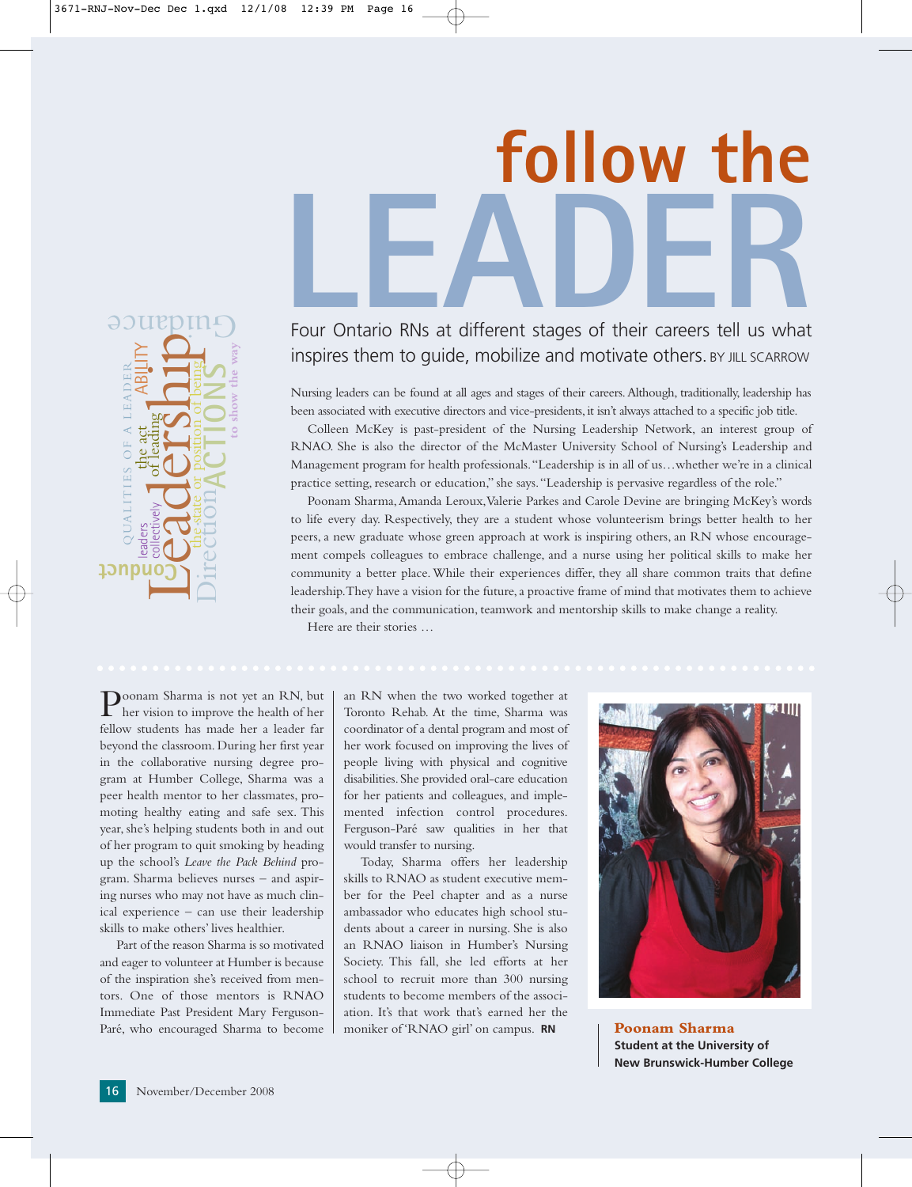# follow the LEADER

Four Ontario RNs at different stages of their careers tell us what inspires them to guide, mobilize and motivate others. BY JILL SCARROW

Nursing leaders can be found at all ages and stages of their careers. Although, traditionally, leadership has been associated with executive directors and vice-presidents, it isn't always attached to a specific job title.

Colleen McKey is past-president of the Nursing Leadership Network, an interest group of RNAO. She is also the director of the McMaster University School of Nursing's Leadership and Management program for health professionals. "Leadership is in all of us…whether we're in a clinical practice setting, research or education," she says. "Leadership is pervasive regardless of the role."

Poonam Sharma, Amanda Leroux, Valerie Parkes and Carole Devine are bringing McKey's words to life every day. Respectively, they are a student whose volunteerism brings better health to her peers, a new graduate whose green approach at work is inspiring others, an RN whose encouragement compels colleagues to embrace challenge, and a nurse using her political skills to make her community a better place. While their experiences differ, they all share common traits that define leadership. They have a vision for the future, a proactive frame of mind that motivates them to achieve their goals, and the communication, teamwork and mentorship skills to make change a reality.

Here are their stories …

Poonam Sharma is not yet an RN, but her vision to improve the health of her fellow students has made her a leader far beyond the classroom. During her first year in the collaborative nursing degree program at Humber College, Sharma was a peer health mentor to her classmates, promoting healthy eating and safe sex. This year, she's helping students both in and out of her program to quit smoking by heading up the school's *Leave the Pack Behind* program. Sharma believes nurses – and aspiring nurses who may not have as much clinical experience – can use their leadership skills to make others' lives healthier.

Part of the reason Sharma is so motivated and eager to volunteer at Humber is because of the inspiration she's received from mentors. One of those mentors is RNAO Immediate Past President Mary Ferguson-Paré, who encouraged Sharma to become an RN when the two worked together at Toronto Rehab. At the time, Sharma was coordinator of a dental program and most of her work focused on improving the lives of people living with physical and cognitive disabilities. She provided oral-care education for her patients and colleagues, and implemented infection control procedures. Ferguson-Paré saw qualities in her that would transfer to nursing.

Today, Sharma offers her leadership skills to RNAO as student executive member for the Peel chapter and as a nurse ambassador who educates high school students about a career in nursing. She is also an RNAO liaison in Humber's Nursing Society. This fall, she led efforts at her school to recruit more than 300 nursing students to become members of the association. It's that work that's earned her the moniker of 'RNAO girl' on campus. **RN**

**Poonam Sharma**
**Student at the University of New Brunswick-Humber College**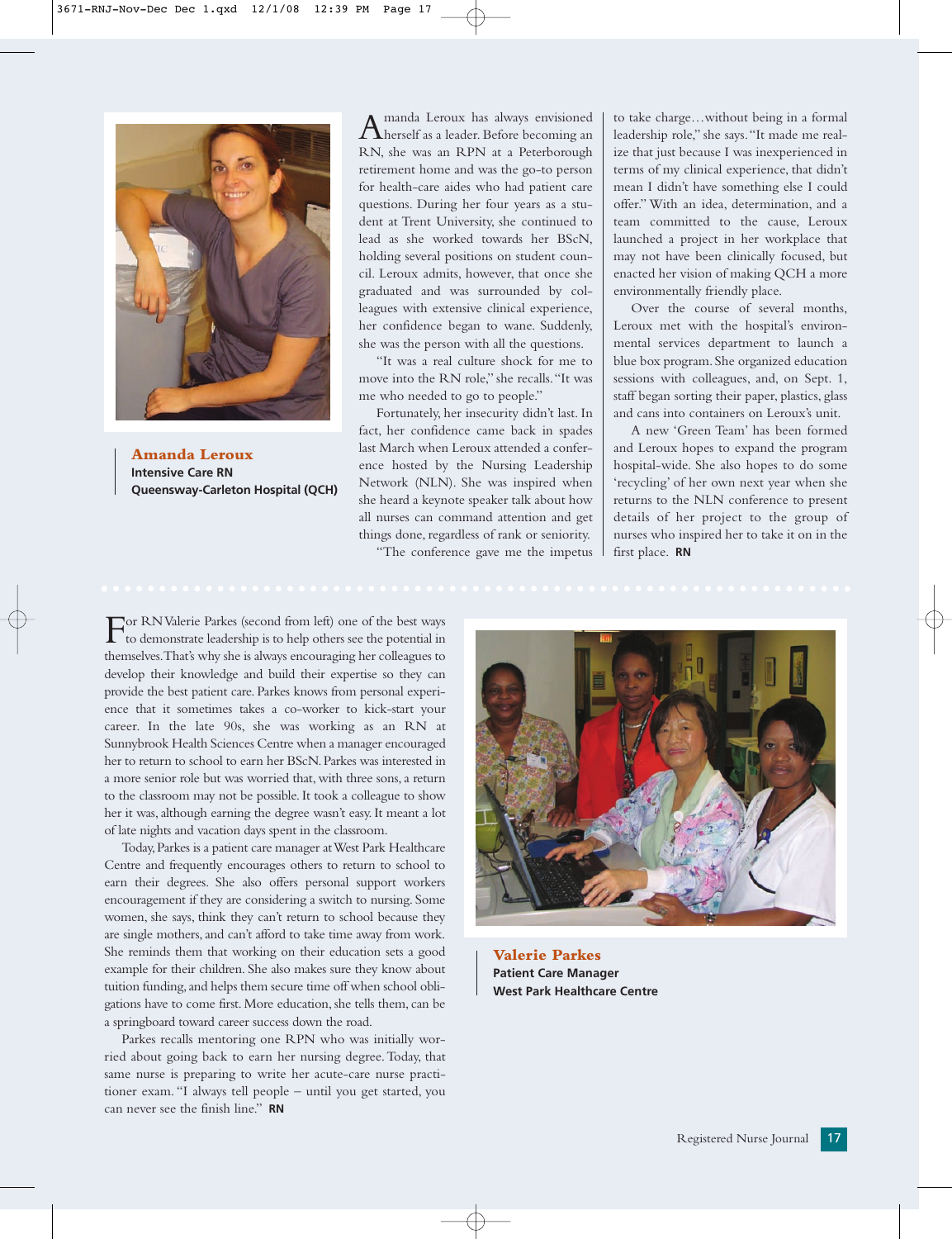**Amanda Leroux**
**Intensive Care RN**
**Queensway-Carleton Hospital (QCH)**

Amanda Leroux has always envisioned herself as a leader. Before becoming an RN, she was an RPN at a Peterborough retirement home and was the go-to person for health-care aides who had patient care questions. During her four years as a student at Trent University, she continued to lead as she worked towards her BScN, holding several positions on student council. Leroux admits, however, that once she graduated and was surrounded by colleagues with extensive clinical experience, her confidence began to wane. Suddenly, she was the person with all the questions.

"It was a real culture shock for me to move into the RN role," she recalls. "It was me who needed to go to people."

Fortunately, her insecurity didn't last. In fact, her confidence came back in spades last March when Leroux attended a conference hosted by the Nursing Leadership Network (NLN). She was inspired when she heard a keynote speaker talk about how all nurses can command attention and get things done, regardless of rank or seniority.

"The conference gave me the impetus to take charge…without being in a formal leadership role," she says. "It made me realize that just because I was inexperienced in terms of my clinical experience, that didn't mean I didn't have something else I could offer." With an idea, determination, and a team committed to the cause, Leroux launched a project in her workplace that may not have been clinically focused, but enacted her vision of making QCH a more environmentally friendly place.

Over the course of several months, Leroux met with the hospital's environmental services department to launch a blue box program. She organized education sessions with colleagues, and, on Sept. 1, staff began sorting their paper, plastics, glass and cans into containers on Leroux's unit.

A new 'Green Team' has been formed and Leroux hopes to expand the program hospital-wide. She also hopes to do some 'recycling' of her own next year when she returns to the NLN conference to present details of her project to the group of nurses who inspired her to take it on in the first place. **RN**

---

**Valerie Parkes**
**Patient Care Manager**
**West Park Healthcare Centre**

For RN Valerie Parkes (second from left) one of the best ways to demonstrate leadership is to help others see the potential in themselves. That's why she is always encouraging her colleagues to develop their knowledge and build their expertise so they can provide the best patient care. Parkes knows from personal experience that it sometimes takes a co-worker to kick-start your career. In the late 90s, she was working as an RN at Sunnybrook Health Sciences Centre when a manager encouraged her to return to school to earn her BScN. Parkes was interested in a more senior role but was worried that, with three sons, a return to the classroom may not be possible. It took a colleague to show her it was, although earning the degree wasn't easy. It meant a lot of late nights and vacation days spent in the classroom.

Today, Parkes is a patient care manager at West Park Healthcare Centre and frequently encourages others to return to school to earn their degrees. She also offers personal support workers encouragement if they are considering a switch to nursing. Some women, she says, think they can't return to school because they are single mothers, and can't afford to take time away from work. She reminds them that working on their education sets a good example for their children. She also makes sure they know about tuition funding, and helps them secure time off when school obligations have to come first. More education, she tells them, can be a springboard toward career success down the road.

Parkes recalls mentoring one RPN who was initially worried about going back to earn her nursing degree. Today, that same nurse is preparing to write her acute-care nurse practitioner exam. "I always tell people – until you get started, you can never see the finish line." **RN**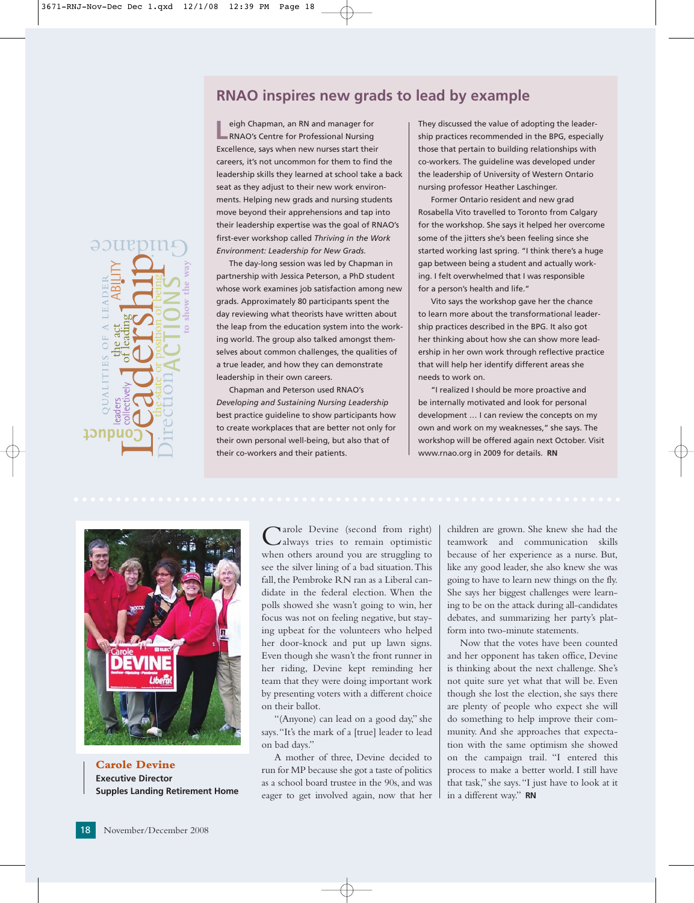## RNAO inspires new grads to lead by example

Leigh Chapman, an RN and manager for RNAO's Centre for Professional Nursing Excellence, says when new nurses start their careers, it's not uncommon for them to find the leadership skills they learned at school take a back seat as they adjust to their new work environments. Helping new grads and nursing students move beyond their apprehensions and tap into their leadership expertise was the goal of RNAO's first-ever workshop called *Thriving in the Work Environment: Leadership for New Grads.*

The day-long session was led by Chapman in partnership with Jessica Peterson, a PhD student whose work examines job satisfaction among new grads. Approximately 80 participants spent the day reviewing what theorists have written about the leap from the education system into the working world. The group also talked amongst themselves about common challenges, the qualities of a true leader, and how they can demonstrate leadership in their own careers.

Chapman and Peterson used RNAO's *Developing and Sustaining Nursing Leadership* best practice guideline to show participants how to create workplaces that are better not only for their own personal well-being, but also that of their co-workers and their patients.

They discussed the value of adopting the leadership practices recommended in the BPG, especially those that pertain to building relationships with co-workers. The guideline was developed under the leadership of University of Western Ontario nursing professor Heather Laschinger.

Former Ontario resident and new grad Rosabella Vito travelled to Toronto from Calgary for the workshop. She says it helped her overcome some of the jitters she's been feeling since she started working last spring. "I think there's a huge gap between being a student and actually working. I felt overwhelmed that I was responsible for a person's health and life."

Vito says the workshop gave her the chance to learn more about the transformational leadership practices described in the BPG. It also got her thinking about how she can show more leadership in her own work through reflective practice that will help her identify different areas she needs to work on.

"I realized I should be more proactive and be internally motivated and look for personal development … I can review the concepts on my own and work on my weaknesses," she says. The workshop will be offered again next October. Visit www.rnao.org in 2009 for details. **RN**

---

**Carole Devine**
**Executive Director**
**Supples Landing Retirement Home**

Carole Devine (second from right) always tries to remain optimistic when others around you are struggling to see the silver lining of a bad situation. This fall, the Pembroke RN ran as a Liberal candidate in the federal election. When the polls showed she wasn't going to win, her focus was not on feeling negative, but staying upbeat for the volunteers who helped her door-knock and put up lawn signs. Even though she wasn't the front runner in her riding, Devine kept reminding her team that they were doing important work by presenting voters with a different choice on their ballot.

"(Anyone) can lead on a good day," she says. "It's the mark of a [true] leader to lead on bad days."

A mother of three, Devine decided to run for MP because she got a taste of politics as a school board trustee in the 90s, and was eager to get involved again, now that her children are grown. She knew she had the teamwork and communication skills because of her experience as a nurse. But, like any good leader, she also knew she was going to have to learn new things on the fly. She says her biggest challenges were learning to be on the attack during all-candidates debates, and summarizing her party's platform into two-minute statements.

Now that the votes have been counted and her opponent has taken office, Devine is thinking about the next challenge. She's not quite sure yet what that will be. Even though she lost the election, she says there are plenty of people who expect she will do something to help improve their community. And she approaches that expectation with the same optimism she showed on the campaign trail. "I entered this process to make a better world. I still have that task," she says. "I just have to look at it in a different way." **RN**